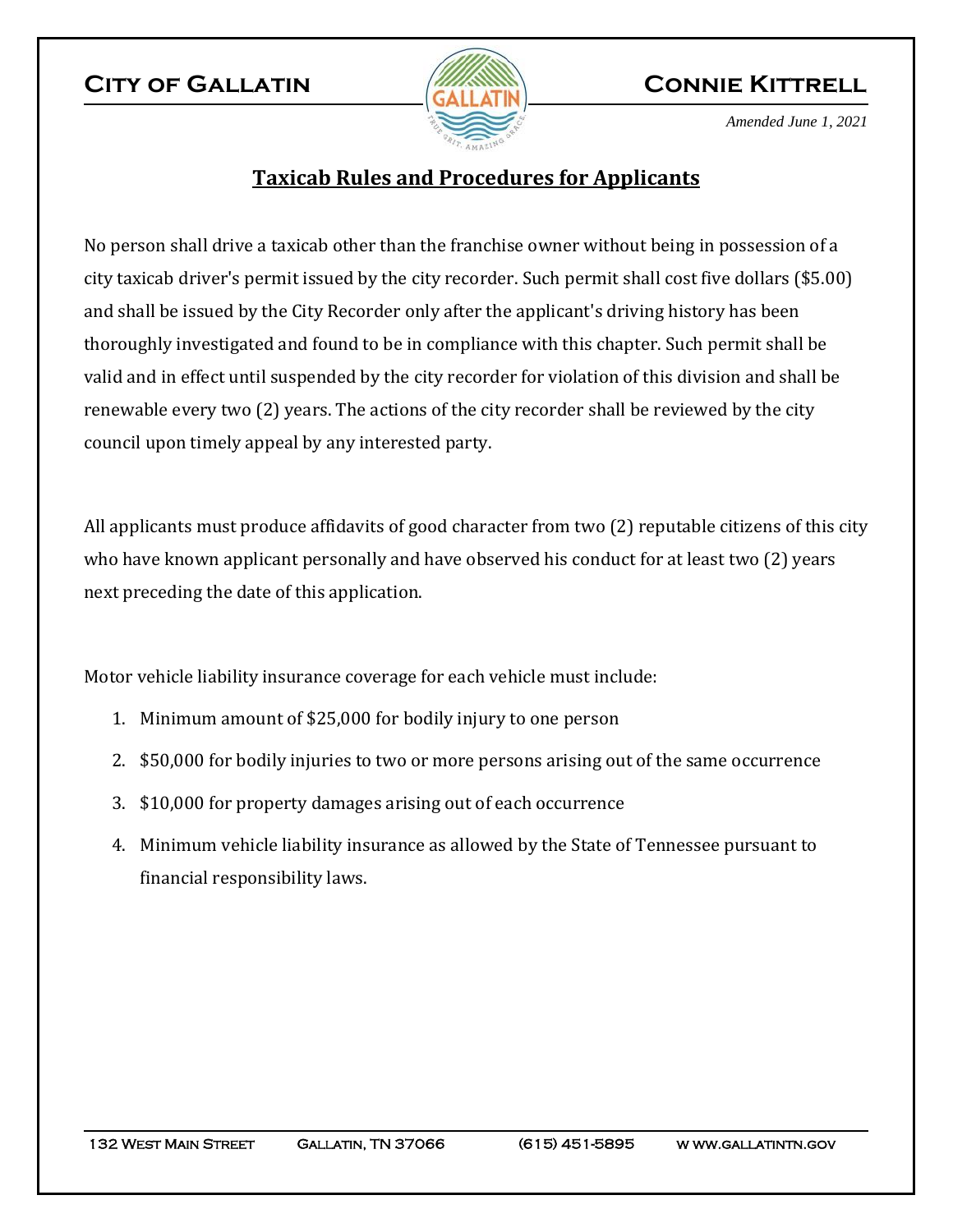**City of Gallatin** **Connie Kittrell**

*Amended June 1, 2021*

# Taxicab Rules and Procedures for Applicants

No person shall drive a taxicab other than the franchise owner without being in possession of a city taxicab driver's permit issued by the city recorder. Such permit shall cost five dollars ($5.00) and shall be issued by the City Recorder only after the applicant's driving history has been thoroughly investigated and found to be in compliance with this chapter. Such permit shall be valid and in effect until suspended by the city recorder for violation of this division and shall be renewable every two (2) years. The actions of the city recorder shall be reviewed by the city council upon timely appeal by any interested party.

All applicants must produce affidavits of good character from two (2) reputable citizens of this city who have known applicant personally and have observed his conduct for at least two (2) years next preceding the date of this application.

Motor vehicle liability insurance coverage for each vehicle must include:

1. Minimum amount of $25,000 for bodily injury to one person
2. $50,000 for bodily injuries to two or more persons arising out of the same occurrence
3. $10,000 for property damages arising out of each occurrence
4. Minimum vehicle liability insurance as allowed by the State of Tennessee pursuant to financial responsibility laws.

132 West Main Street Gallatin, TN 37066 (615) 451-5895 www.gallatintn.gov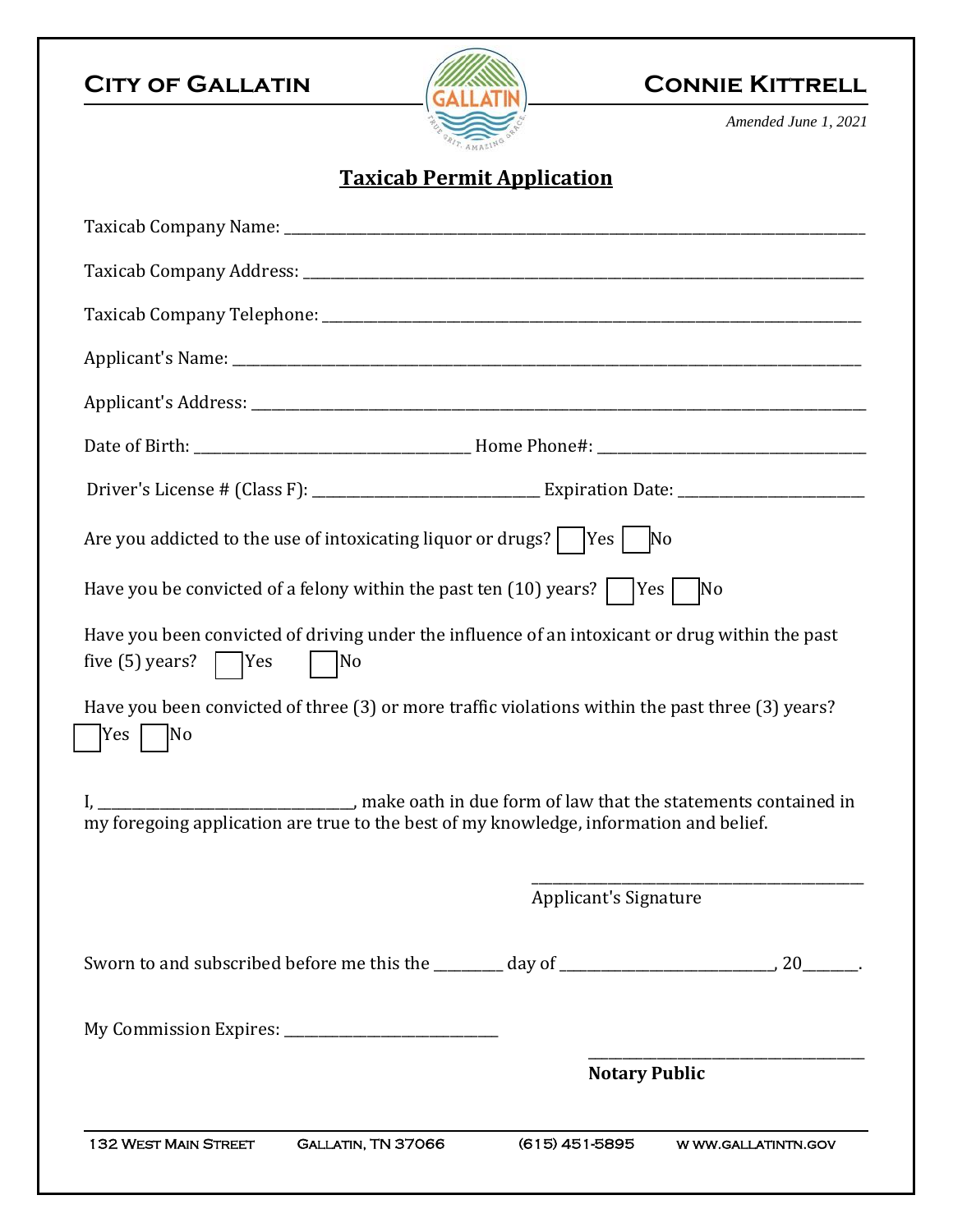**CITY OF GALLATIN** **CONNIE KITTRELL**

*Amended June 1, 2021*

## Taxicab Permit Application

Taxicab Company Name: ______________________________________________

Taxicab Company Address: ______________________________________________

Taxicab Company Telephone: ______________________________________________

Applicant's Name: ______________________________________________

Applicant's Address: ______________________________________________

Date of Birth: ______________________ Home Phone#: ______________________

Driver's License # (Class F): ____________________ Expiration Date: ________________

Are you addicted to the use of intoxicating liquor or drugs? ☐ Yes ☐ No

Have you be convicted of a felony within the past ten (10) years? ☐ Yes ☐ No

Have you been convicted of driving under the influence of an intoxicant or drug within the past five (5) years? ☐ Yes ☐ No

Have you been convicted of three (3) or more traffic violations within the past three (3) years? ☐ Yes ☐ No

I, ______________________, make oath in due form of law that the statements contained in my foregoing application are true to the best of my knowledge, information and belief.

______________________________
Applicant's Signature

Sworn to and subscribed before me this the ______ day of __________________, 20_____.

My Commission Expires: ____________________

______________________________
**Notary Public**

132 West Main Street Gallatin, TN 37066 (615) 451-5895 www.gallatintn.gov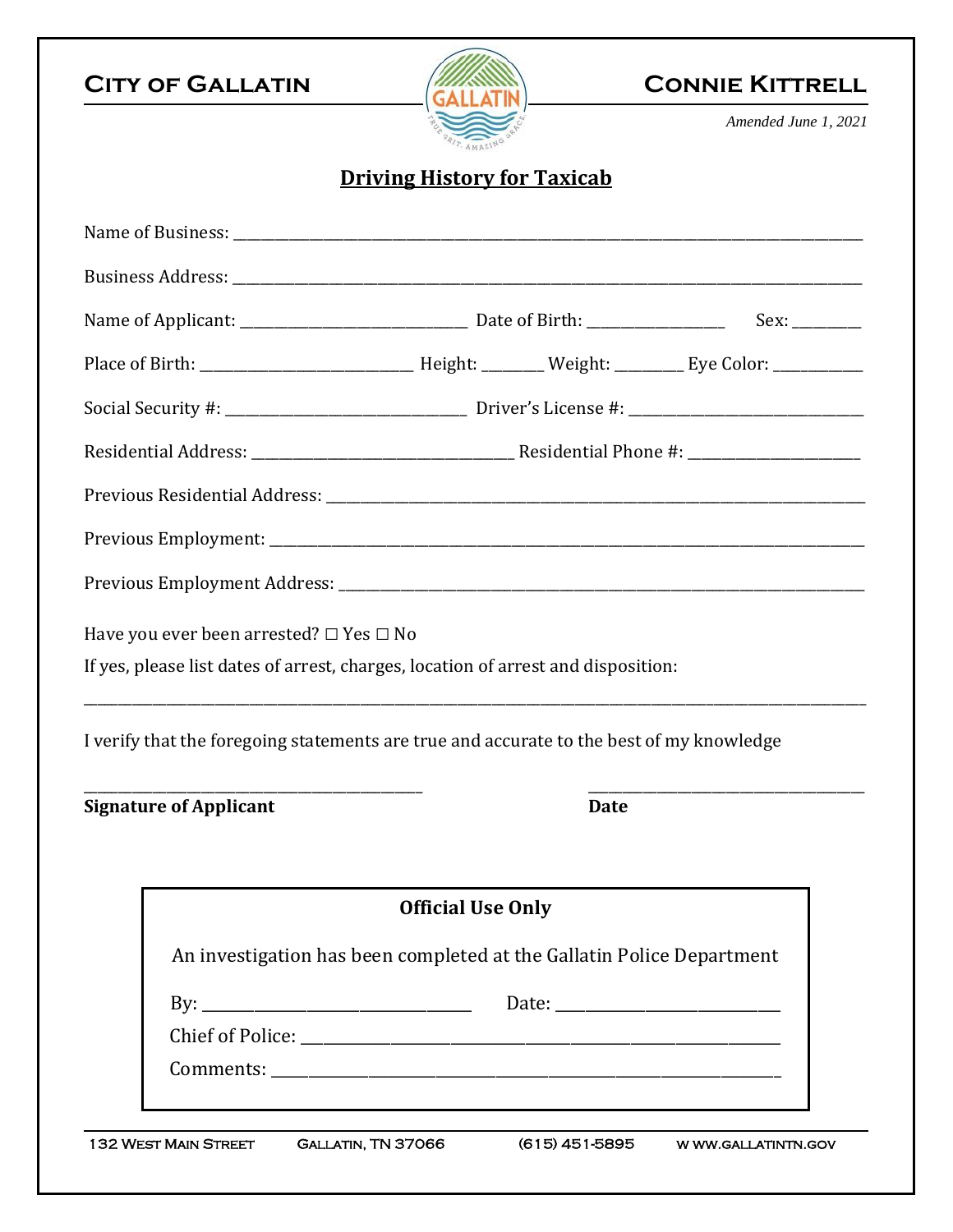**CITY OF GALLATIN** **CONNIE KITTRELL**

*Amended June 1, 2021*

## Driving History for Taxicab

Name of Business: ______________________________________________________________

Business Address: ______________________________________________________________

Name of Applicant: ____________________________ Date of Birth: _________________ Sex: ________

Place of Birth: __________________________ Height: _______ Weight: ________ Eye Color: ___________

Social Security #: ______________________________ Driver's License #: _____________________________

Residential Address: ________________________________ Residential Phone #: _____________________

Previous Residential Address: ____________________________________________________

Previous Employment: _________________________________________________________

Previous Employment Address: ___________________________________________________

Have you ever been arrested? ☐ Yes ☐ No

If yes, please list dates of arrest, charges, location of arrest and disposition:

_____________________________________________________________________________

I verify that the foregoing statements are true and accurate to the best of my knowledge

_________________________________ _________________________________

**Signature of Applicant** **Date**

**Official Use Only**

An investigation has been completed at the Gallatin Police Department

By: _________________________________ Date: ___________________________

Chief of Police: ____________________________________________________

Comments: ________________________________________________________

132 West Main Street Gallatin, TN 37066 (615) 451-5895 www.gallatintn.gov